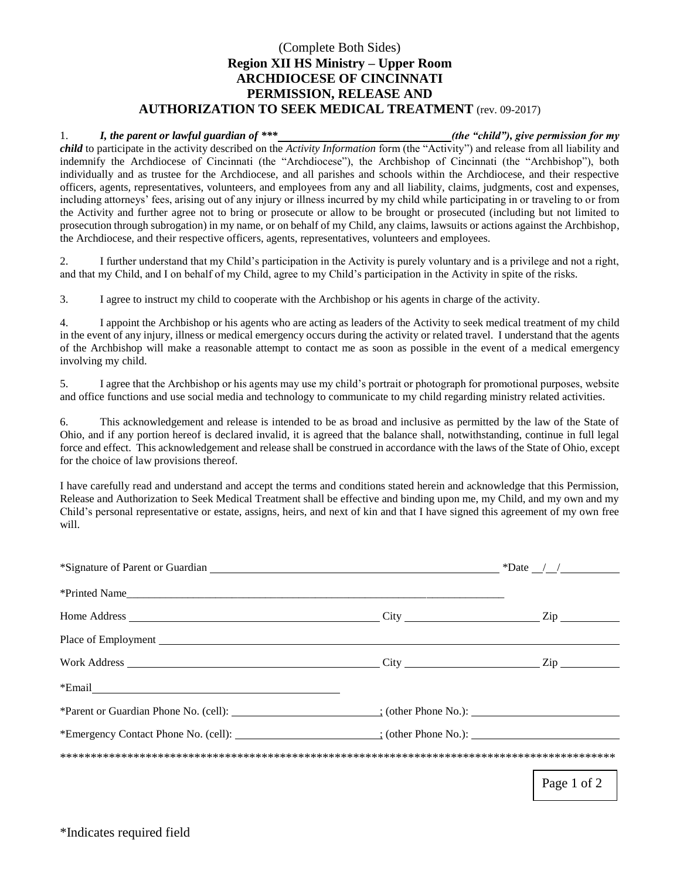(Complete Both Sides)

**Region XII HS Ministry – Upper Room**
**ARCHDIOCESE OF CINCINNATI**
**PERMISSION, RELEASE AND**
**AUTHORIZATION TO SEEK MEDICAL TREATMENT** (rev. 09-2017)

1. ***I, the parent or lawful guardian of \*\*\*______________________________(the "child"), give permission for my child*** to participate in the activity described on the *Activity Information* form (the "Activity") and release from all liability and indemnify the Archdiocese of Cincinnati (the "Archdiocese"), the Archbishop of Cincinnati (the "Archbishop"), both individually and as trustee for the Archdiocese, and all parishes and schools within the Archdiocese, and their respective officers, agents, representatives, volunteers, and employees from any and all liability, claims, judgments, cost and expenses, including attorneys' fees, arising out of any injury or illness incurred by my child while participating in or traveling to or from the Activity and further agree not to bring or prosecute or allow to be brought or prosecuted (including but not limited to prosecution through subrogation) in my name, or on behalf of my Child, any claims, lawsuits or actions against the Archbishop, the Archdiocese, and their respective officers, agents, representatives, volunteers and employees.

2. I further understand that my Child's participation in the Activity is purely voluntary and is a privilege and not a right, and that my Child, and I on behalf of my Child, agree to my Child's participation in the Activity in spite of the risks.

3. I agree to instruct my child to cooperate with the Archbishop or his agents in charge of the activity.

4. I appoint the Archbishop or his agents who are acting as leaders of the Activity to seek medical treatment of my child in the event of any injury, illness or medical emergency occurs during the activity or related travel. I understand that the agents of the Archbishop will make a reasonable attempt to contact me as soon as possible in the event of a medical emergency involving my child.

5. I agree that the Archbishop or his agents may use my child's portrait or photograph for promotional purposes, website and office functions and use social media and technology to communicate to my child regarding ministry related activities.

6. This acknowledgement and release is intended to be as broad and inclusive as permitted by the law of the State of Ohio, and if any portion hereof is declared invalid, it is agreed that the balance shall, notwithstanding, continue in full legal force and effect. This acknowledgement and release shall be construed in accordance with the laws of the State of Ohio, except for the choice of law provisions thereof.

I have carefully read and understand and accept the terms and conditions stated herein and acknowledge that this Permission, Release and Authorization to Seek Medical Treatment shall be effective and binding upon me, my Child, and my own and my Child's personal representative or estate, assigns, heirs, and next of kin and that I have signed this agreement of my own free will.

*Signature of Parent or Guardian ______________________________________________ *Date __/__/__________

*Printed Name________________________________________________________________

Home Address ____________________________________ City ____________________ Zip __________

Place of Employment ____________________________________________________________________

Work Address ____________________________________ City ____________________ Zip __________

*Email_______________________________________

*Parent or Guardian Phone No. (cell): ______________________; (other Phone No.): ______________________

*Emergency Contact Phone No. (cell): ______________________; (other Phone No.): ______________________

*******************************************************************************************

*Indicates required field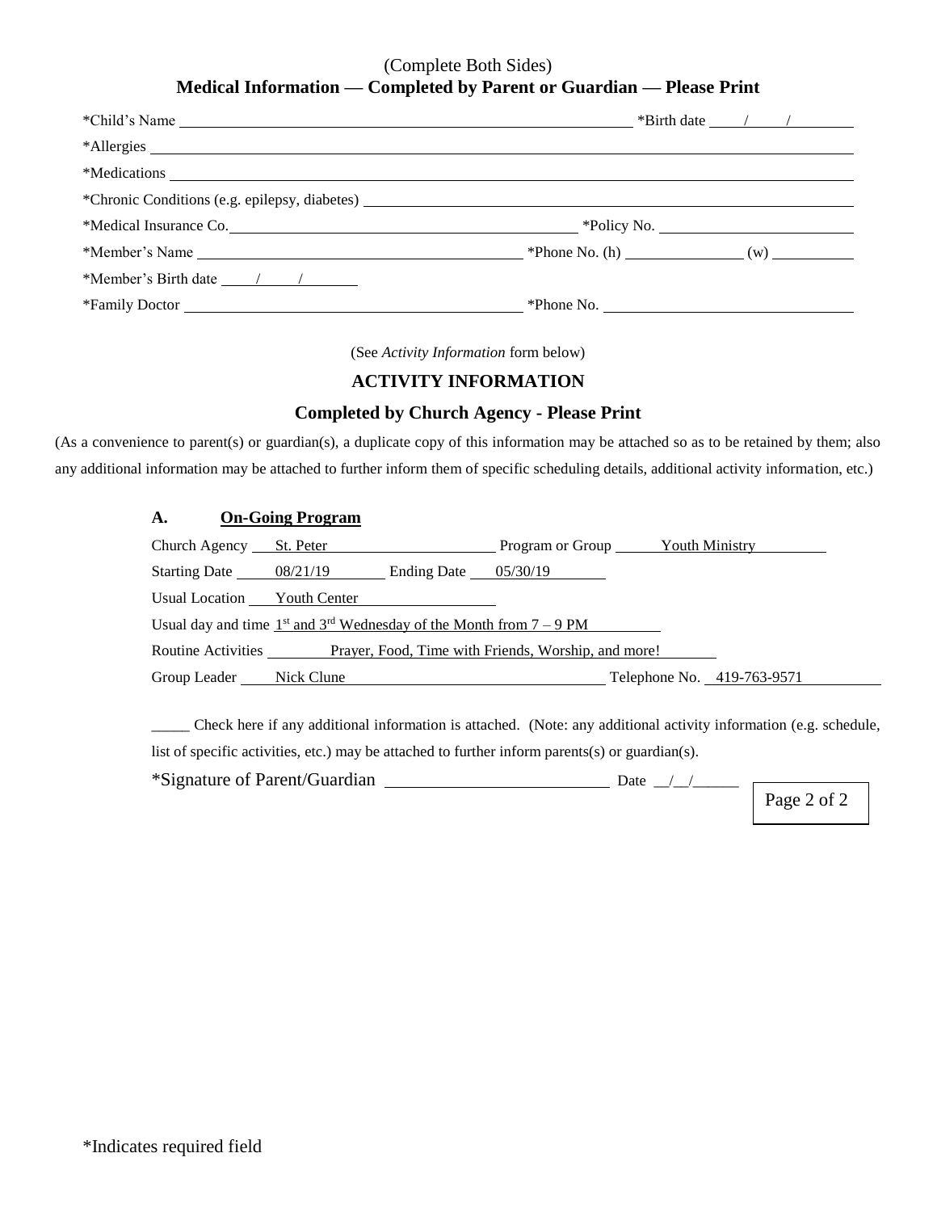(Complete Both Sides)

**Medical Information — Completed by Parent or Guardian — Please Print**

*Child's Name ______________________________ *Birth date ___/___/______

*Allergies ______________________________

*Medications ______________________________

*Chronic Conditions (e.g. epilepsy, diabetes) ______________________________

*Medical Insurance Co. ______________________________ *Policy No. ______________

*Member's Name ______________________________ *Phone No. (h) ____________ (w) __________

*Member's Birth date ___/___/______

*Family Doctor ______________________________ *Phone No. ______________________

(See *Activity Information* form below)

## ACTIVITY INFORMATION

### Completed by Church Agency - Please Print

(As a convenience to parent(s) or guardian(s), a duplicate copy of this information may be attached so as to be retained by them; also any additional information may be attached to further inform them of specific scheduling details, additional activity information, etc.)

**A. On-Going Program**

Church Agency St. Peter Program or Group Youth Ministry

Starting Date 08/21/19 Ending Date 05/30/19

Usual Location Youth Center

Usual day and time 1st and 3rd Wednesday of the Month from 7 – 9 PM

Routine Activities Prayer, Food, Time with Friends, Worship, and more!

Group Leader Nick Clune Telephone No. 419-763-9571

_____ Check here if any additional information is attached. (Note: any additional activity information (e.g. schedule, list of specific activities, etc.) may be attached to further inform parents(s) or guardian(s).

*Signature of Parent/Guardian ______________________ Date __/__/______

*Indicates required field